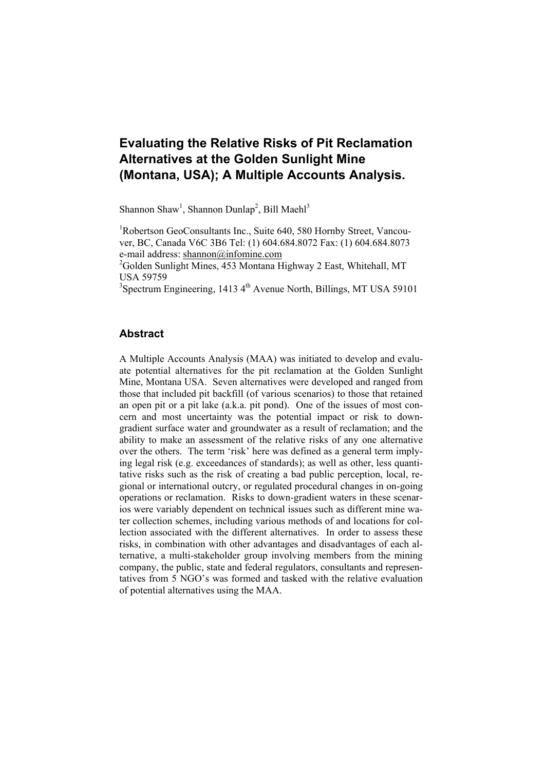# Evaluating the Relative Risks of Pit Reclamation Alternatives at the Golden Sunlight Mine (Montana, USA); A Multiple Accounts Analysis.

Shannon Shaw[1], Shannon Dunlap[2], Bill Maehl[3]

[1]Robertson GeoConsultants Inc., Suite 640, 580 Hornby Street, Vancouver, BC, Canada V6C 3B6 Tel: (1) 604.684.8072 Fax: (1) 604.684.8073 e-mail address: shannon@infomine.com

[2]Golden Sunlight Mines, 453 Montana Highway 2 East, Whitehall, MT USA 59759

[3]Spectrum Engineering, 1413 4th Avenue North, Billings, MT USA 59101

## Abstract

A Multiple Accounts Analysis (MAA) was initiated to develop and evaluate potential alternatives for the pit reclamation at the Golden Sunlight Mine, Montana USA. Seven alternatives were developed and ranged from those that included pit backfill (of various scenarios) to those that retained an open pit or a pit lake (a.k.a. pit pond). One of the issues of most concern and most uncertainty was the potential impact or risk to down-gradient surface water and groundwater as a result of reclamation; and the ability to make an assessment of the relative risks of any one alternative over the others. The term 'risk' here was defined as a general term implying legal risk (e.g. exceedances of standards); as well as other, less quantitative risks such as the risk of creating a bad public perception, local, regional or international outcry, or regulated procedural changes in on-going operations or reclamation. Risks to down-gradient waters in these scenarios were variably dependent on technical issues such as different mine water collection schemes, including various methods of and locations for collection associated with the different alternatives. In order to assess these risks, in combination with other advantages and disadvantages of each alternative, a multi-stakeholder group involving members from the mining company, the public, state and federal regulators, consultants and representatives from 5 NGO's was formed and tasked with the relative evaluation of potential alternatives using the MAA.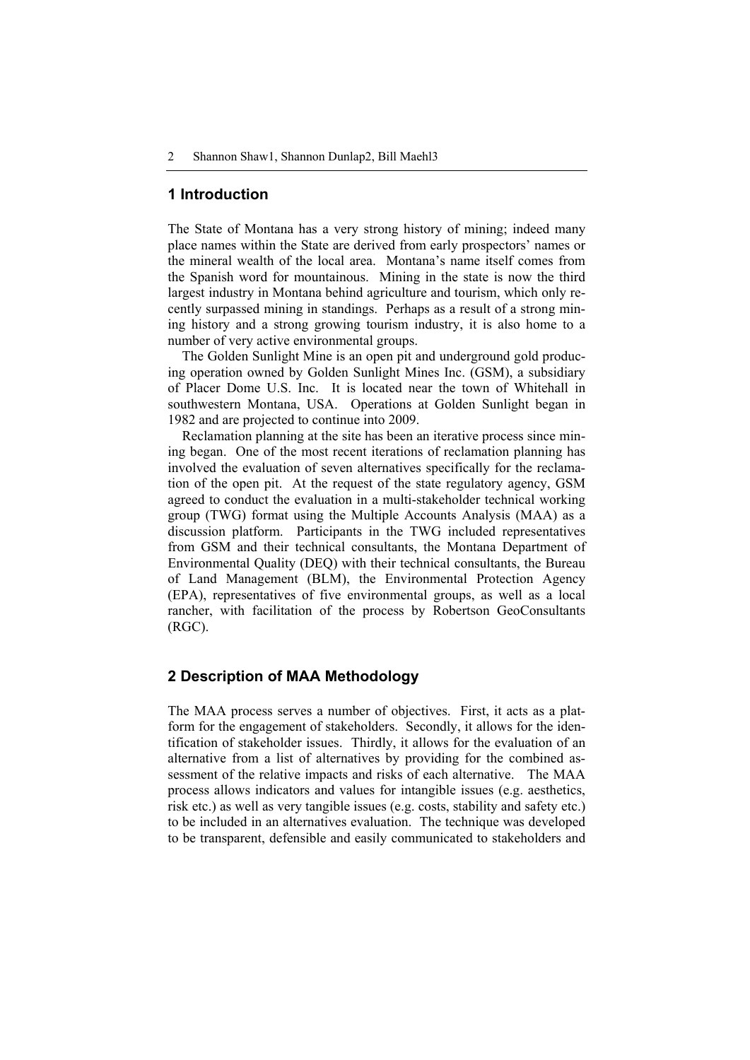## 1 Introduction

The State of Montana has a very strong history of mining; indeed many place names within the State are derived from early prospectors' names or the mineral wealth of the local area. Montana's name itself comes from the Spanish word for mountainous. Mining in the state is now the third largest industry in Montana behind agriculture and tourism, which only recently surpassed mining in standings. Perhaps as a result of a strong mining history and a strong growing tourism industry, it is also home to a number of very active environmental groups.

The Golden Sunlight Mine is an open pit and underground gold producing operation owned by Golden Sunlight Mines Inc. (GSM), a subsidiary of Placer Dome U.S. Inc. It is located near the town of Whitehall in southwestern Montana, USA. Operations at Golden Sunlight began in 1982 and are projected to continue into 2009.

Reclamation planning at the site has been an iterative process since mining began. One of the most recent iterations of reclamation planning has involved the evaluation of seven alternatives specifically for the reclamation of the open pit. At the request of the state regulatory agency, GSM agreed to conduct the evaluation in a multi-stakeholder technical working group (TWG) format using the Multiple Accounts Analysis (MAA) as a discussion platform. Participants in the TWG included representatives from GSM and their technical consultants, the Montana Department of Environmental Quality (DEQ) with their technical consultants, the Bureau of Land Management (BLM), the Environmental Protection Agency (EPA), representatives of five environmental groups, as well as a local rancher, with facilitation of the process by Robertson GeoConsultants (RGC).

## 2 Description of MAA Methodology

The MAA process serves a number of objectives. First, it acts as a platform for the engagement of stakeholders. Secondly, it allows for the identification of stakeholder issues. Thirdly, it allows for the evaluation of an alternative from a list of alternatives by providing for the combined assessment of the relative impacts and risks of each alternative. The MAA process allows indicators and values for intangible issues (e.g. aesthetics, risk etc.) as well as very tangible issues (e.g. costs, stability and safety etc.) to be included in an alternatives evaluation. The technique was developed to be transparent, defensible and easily communicated to stakeholders and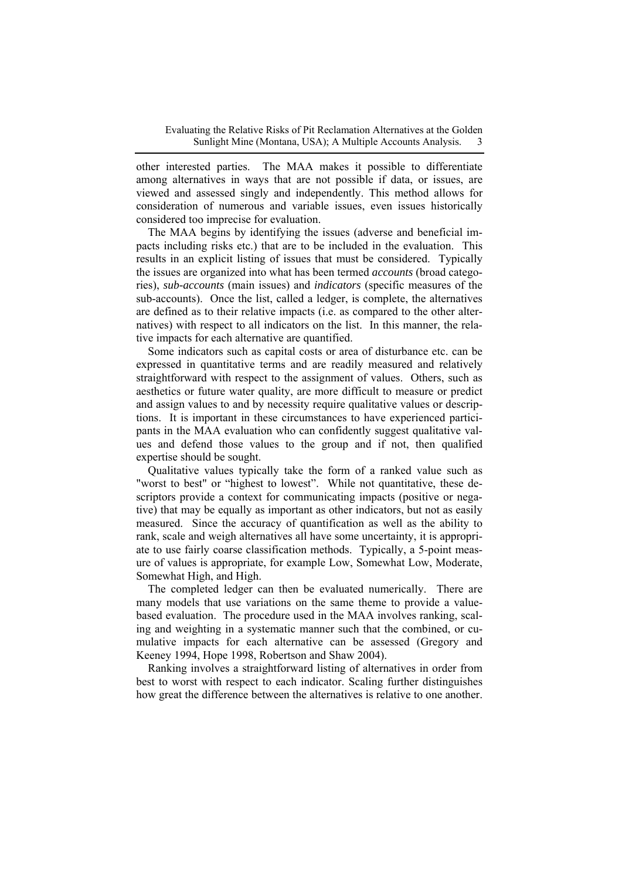other interested parties. The MAA makes it possible to differentiate among alternatives in ways that are not possible if data, or issues, are viewed and assessed singly and independently. This method allows for consideration of numerous and variable issues, even issues historically considered too imprecise for evaluation.

The MAA begins by identifying the issues (adverse and beneficial impacts including risks etc.) that are to be included in the evaluation. This results in an explicit listing of issues that must be considered. Typically the issues are organized into what has been termed *accounts* (broad categories), *sub-accounts* (main issues) and *indicators* (specific measures of the sub-accounts). Once the list, called a ledger, is complete, the alternatives are defined as to their relative impacts (i.e. as compared to the other alternatives) with respect to all indicators on the list. In this manner, the relative impacts for each alternative are quantified.

Some indicators such as capital costs or area of disturbance etc. can be expressed in quantitative terms and are readily measured and relatively straightforward with respect to the assignment of values. Others, such as aesthetics or future water quality, are more difficult to measure or predict and assign values to and by necessity require qualitative values or descriptions. It is important in these circumstances to have experienced participants in the MAA evaluation who can confidently suggest qualitative values and defend those values to the group and if not, then qualified expertise should be sought.

Qualitative values typically take the form of a ranked value such as "worst to best" or "highest to lowest". While not quantitative, these descriptors provide a context for communicating impacts (positive or negative) that may be equally as important as other indicators, but not as easily measured. Since the accuracy of quantification as well as the ability to rank, scale and weigh alternatives all have some uncertainty, it is appropriate to use fairly coarse classification methods. Typically, a 5-point measure of values is appropriate, for example Low, Somewhat Low, Moderate, Somewhat High, and High.

The completed ledger can then be evaluated numerically. There are many models that use variations on the same theme to provide a value-based evaluation. The procedure used in the MAA involves ranking, scaling and weighting in a systematic manner such that the combined, or cumulative impacts for each alternative can be assessed (Gregory and Keeney 1994, Hope 1998, Robertson and Shaw 2004).

Ranking involves a straightforward listing of alternatives in order from best to worst with respect to each indicator. Scaling further distinguishes how great the difference between the alternatives is relative to one another.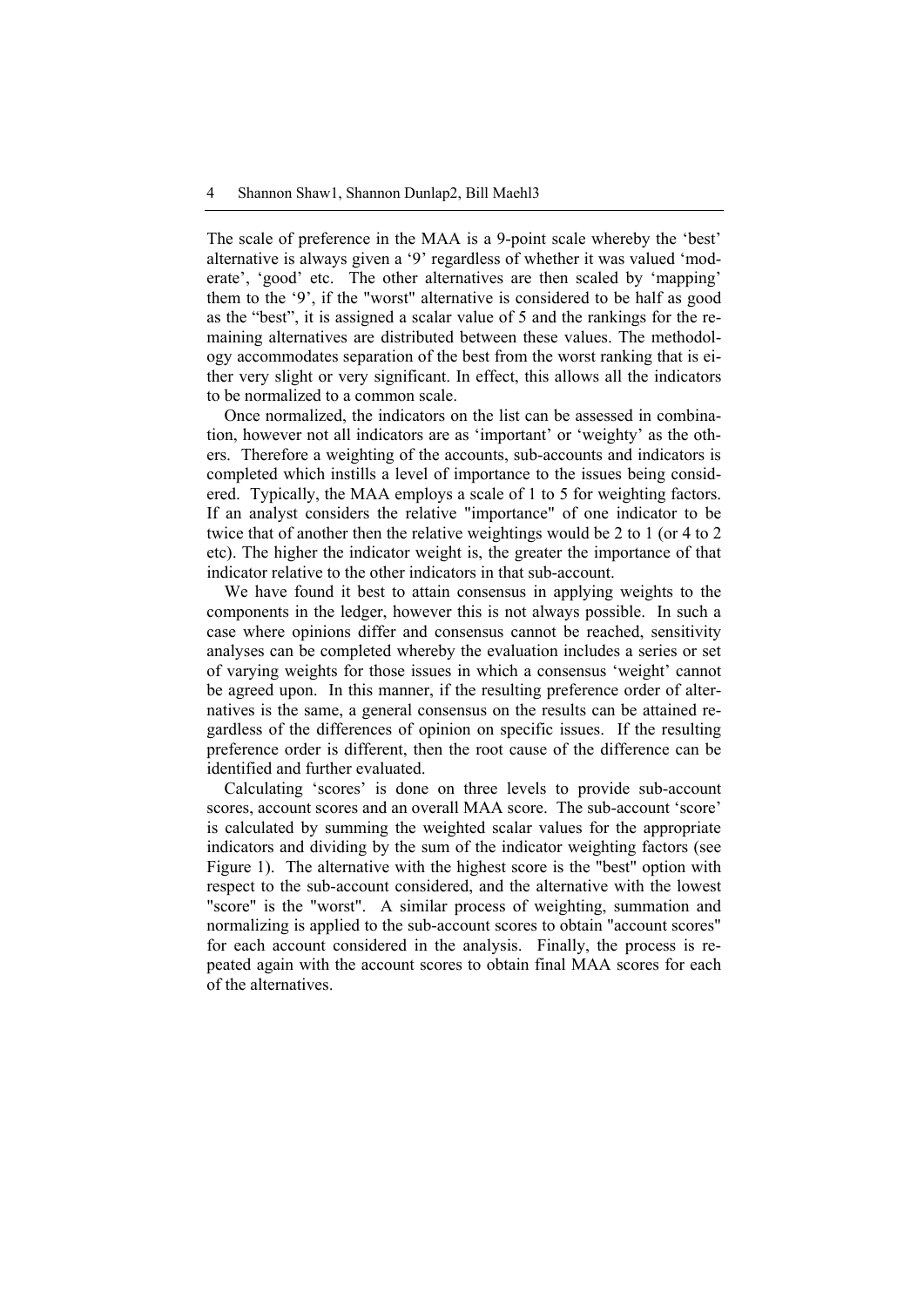The scale of preference in the MAA is a 9-point scale whereby the 'best' alternative is always given a '9' regardless of whether it was valued 'moderate', 'good' etc. The other alternatives are then scaled by 'mapping' them to the '9', if the "worst" alternative is considered to be half as good as the "best", it is assigned a scalar value of 5 and the rankings for the remaining alternatives are distributed between these values. The methodology accommodates separation of the best from the worst ranking that is either very slight or very significant. In effect, this allows all the indicators to be normalized to a common scale.

Once normalized, the indicators on the list can be assessed in combination, however not all indicators are as 'important' or 'weighty' as the others. Therefore a weighting of the accounts, sub-accounts and indicators is completed which instills a level of importance to the issues being considered. Typically, the MAA employs a scale of 1 to 5 for weighting factors. If an analyst considers the relative "importance" of one indicator to be twice that of another then the relative weightings would be 2 to 1 (or 4 to 2 etc). The higher the indicator weight is, the greater the importance of that indicator relative to the other indicators in that sub-account.

We have found it best to attain consensus in applying weights to the components in the ledger, however this is not always possible. In such a case where opinions differ and consensus cannot be reached, sensitivity analyses can be completed whereby the evaluation includes a series or set of varying weights for those issues in which a consensus 'weight' cannot be agreed upon. In this manner, if the resulting preference order of alternatives is the same, a general consensus on the results can be attained regardless of the differences of opinion on specific issues. If the resulting preference order is different, then the root cause of the difference can be identified and further evaluated.

Calculating 'scores' is done on three levels to provide sub-account scores, account scores and an overall MAA score. The sub-account 'score' is calculated by summing the weighted scalar values for the appropriate indicators and dividing by the sum of the indicator weighting factors (see Figure 1). The alternative with the highest score is the "best" option with respect to the sub-account considered, and the alternative with the lowest "score" is the "worst". A similar process of weighting, summation and normalizing is applied to the sub-account scores to obtain "account scores" for each account considered in the analysis. Finally, the process is repeated again with the account scores to obtain final MAA scores for each of the alternatives.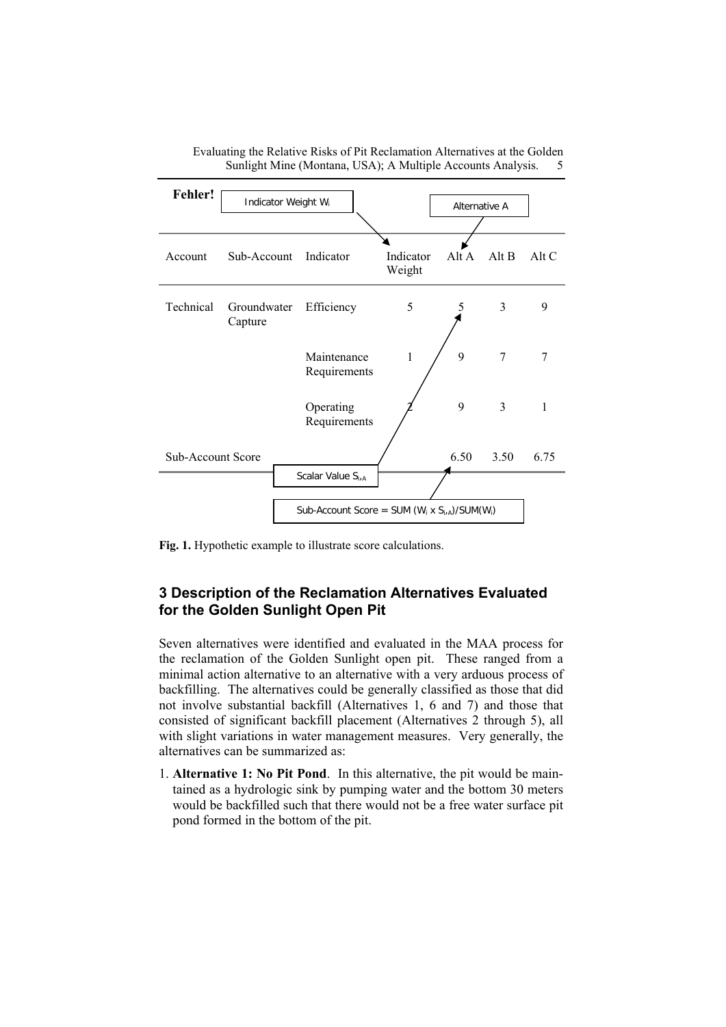**Fehler!**

Indicator Weight $W_i$

Alternative A

| Account | Sub-Account | Indicator | Indicator Weight | Alt A | Alt B | Alt C |
|---|---|---|---|---|---|---|
| Technical | Groundwater Capture | Efficiency | 5 | 5 | 3 | 9 |
| | | Maintenance Requirements | 1 | 9 | 7 | 7 |
| | | Operating Requirements | 2 | 9 | 3 | 1 |
| Sub-Account Score | | | | 6.50 | 3.50 | 6.75 |

Scalar Value $S_{i,A}$

Sub-Account Score = SUM ($W_i$ x $S_{i,A}$)/SUM($W_i$)

**Fig. 1.** Hypothetic example to illustrate score calculations.

## 3 Description of the Reclamation Alternatives Evaluated for the Golden Sunlight Open Pit

Seven alternatives were identified and evaluated in the MAA process for the reclamation of the Golden Sunlight open pit. These ranged from a minimal action alternative to an alternative with a very arduous process of backfilling. The alternatives could be generally classified as those that did not involve substantial backfill (Alternatives 1, 6 and 7) and those that consisted of significant backfill placement (Alternatives 2 through 5), all with slight variations in water management measures. Very generally, the alternatives can be summarized as:

1. **Alternative 1: No Pit Pond**. In this alternative, the pit would be maintained as a hydrologic sink by pumping water and the bottom 30 meters would be backfilled such that there would not be a free water surface pit pond formed in the bottom of the pit.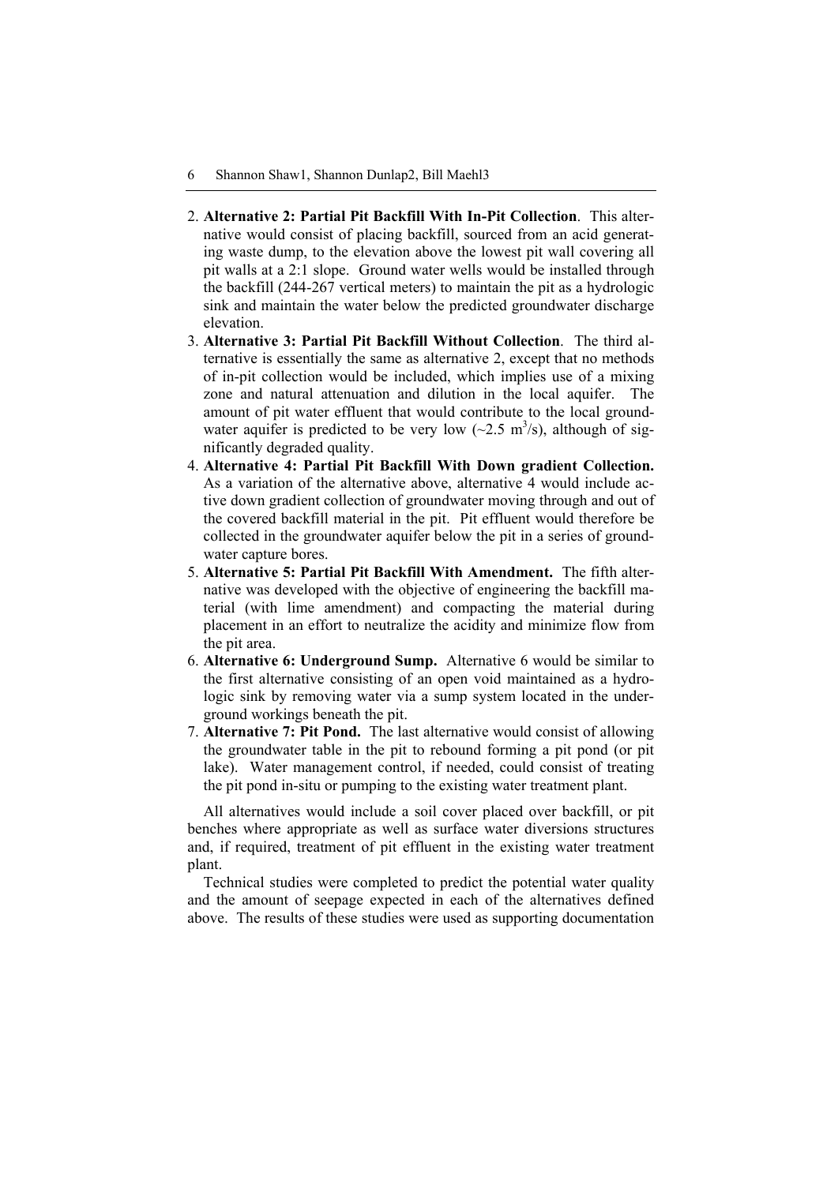2. **Alternative 2: Partial Pit Backfill With In-Pit Collection**. This alternative would consist of placing backfill, sourced from an acid generating waste dump, to the elevation above the lowest pit wall covering all pit walls at a 2:1 slope. Ground water wells would be installed through the backfill (244-267 vertical meters) to maintain the pit as a hydrologic sink and maintain the water below the predicted groundwater discharge elevation.
3. **Alternative 3: Partial Pit Backfill Without Collection**. The third alternative is essentially the same as alternative 2, except that no methods of in-pit collection would be included, which implies use of a mixing zone and natural attenuation and dilution in the local aquifer. The amount of pit water effluent that would contribute to the local groundwater aquifer is predicted to be very low (~2.5 $m^3/s$), although of significantly degraded quality.
4. **Alternative 4: Partial Pit Backfill With Down gradient Collection.** As a variation of the alternative above, alternative 4 would include active down gradient collection of groundwater moving through and out of the covered backfill material in the pit. Pit effluent would therefore be collected in the groundwater aquifer below the pit in a series of groundwater capture bores.
5. **Alternative 5: Partial Pit Backfill With Amendment.** The fifth alternative was developed with the objective of engineering the backfill material (with lime amendment) and compacting the material during placement in an effort to neutralize the acidity and minimize flow from the pit area.
6. **Alternative 6: Underground Sump.** Alternative 6 would be similar to the first alternative consisting of an open void maintained as a hydrologic sink by removing water via a sump system located in the underground workings beneath the pit.
7. **Alternative 7: Pit Pond.** The last alternative would consist of allowing the groundwater table in the pit to rebound forming a pit pond (or pit lake). Water management control, if needed, could consist of treating the pit pond in-situ or pumping to the existing water treatment plant.

All alternatives would include a soil cover placed over backfill, or pit benches where appropriate as well as surface water diversions structures and, if required, treatment of pit effluent in the existing water treatment plant.

Technical studies were completed to predict the potential water quality and the amount of seepage expected in each of the alternatives defined above. The results of these studies were used as supporting documentation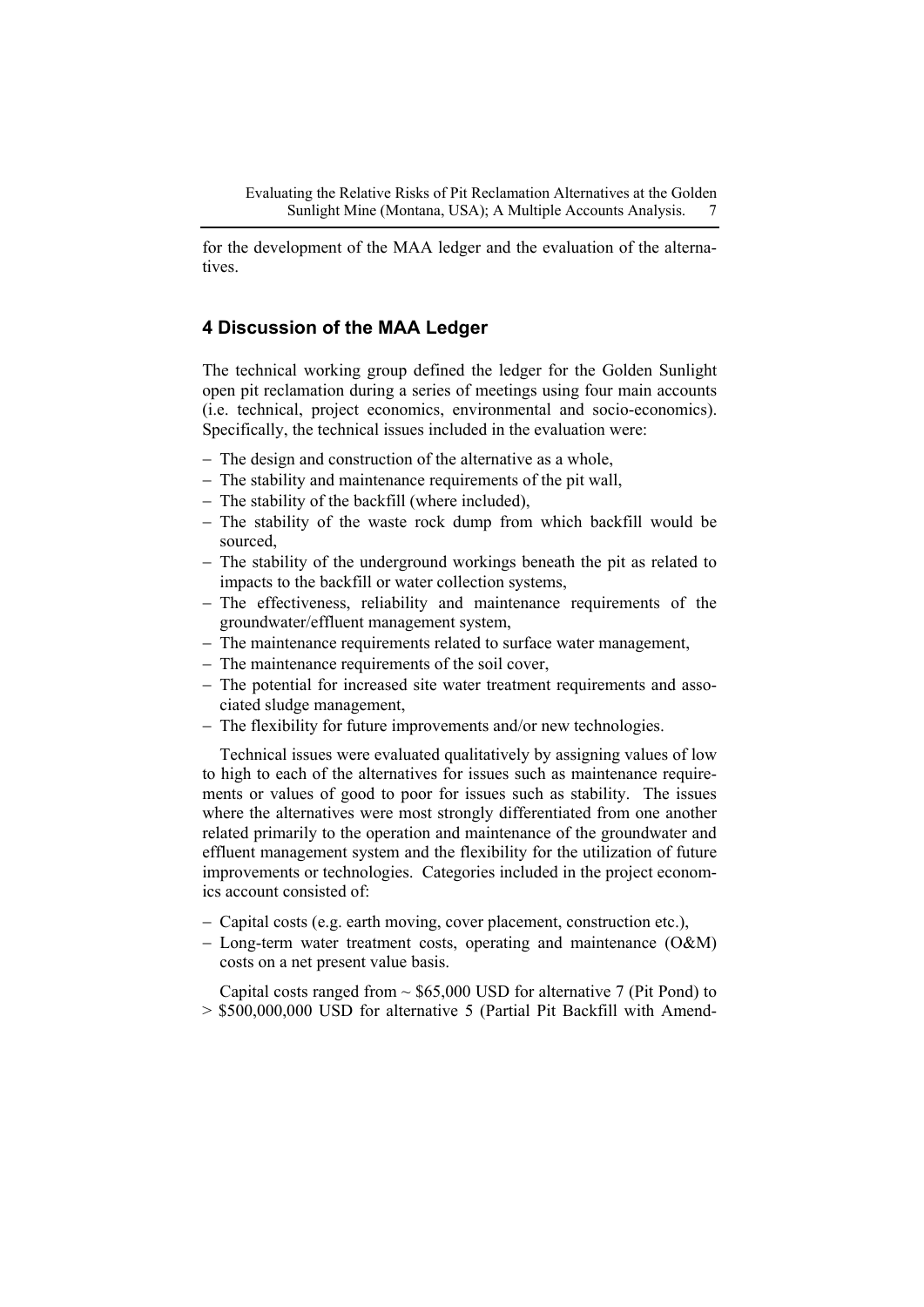for the development of the MAA ledger and the evaluation of the alternatives.

## 4 Discussion of the MAA Ledger

The technical working group defined the ledger for the Golden Sunlight open pit reclamation during a series of meetings using four main accounts (i.e. technical, project economics, environmental and socio-economics). Specifically, the technical issues included in the evaluation were:

- The design and construction of the alternative as a whole,
- The stability and maintenance requirements of the pit wall,
- The stability of the backfill (where included),
- The stability of the waste rock dump from which backfill would be sourced,
- The stability of the underground workings beneath the pit as related to impacts to the backfill or water collection systems,
- The effectiveness, reliability and maintenance requirements of the groundwater/effluent management system,
- The maintenance requirements related to surface water management,
- The maintenance requirements of the soil cover,
- The potential for increased site water treatment requirements and associated sludge management,
- The flexibility for future improvements and/or new technologies.

Technical issues were evaluated qualitatively by assigning values of low to high to each of the alternatives for issues such as maintenance requirements or values of good to poor for issues such as stability. The issues where the alternatives were most strongly differentiated from one another related primarily to the operation and maintenance of the groundwater and effluent management system and the flexibility for the utilization of future improvements or technologies. Categories included in the project economics account consisted of:

- Capital costs (e.g. earth moving, cover placement, construction etc.),
- Long-term water treatment costs, operating and maintenance (O&M) costs on a net present value basis.

Capital costs ranged from ~ \$65,000 USD for alternative 7 (Pit Pond) to > \$500,000,000 USD for alternative 5 (Partial Pit Backfill with Amend-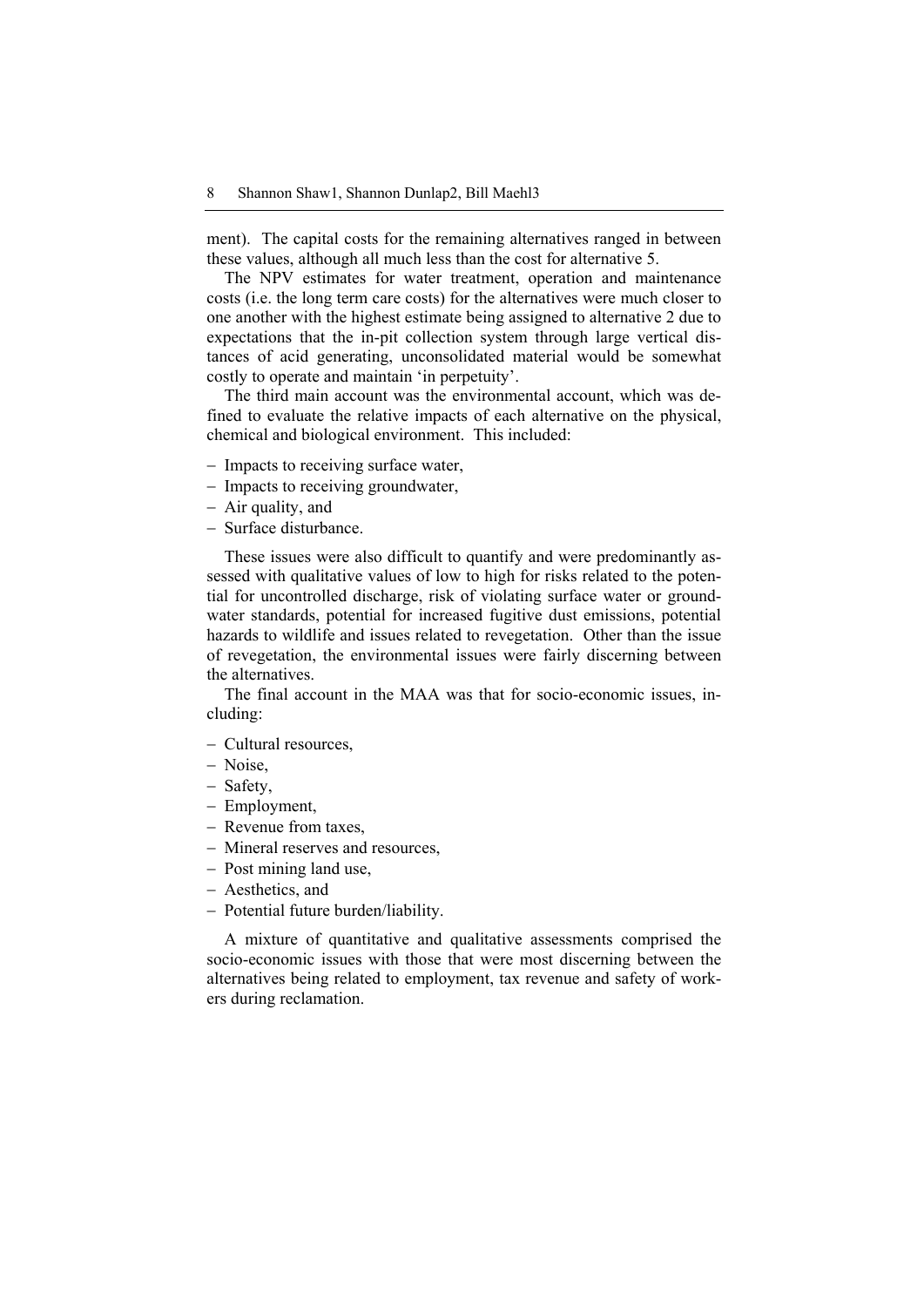ment). The capital costs for the remaining alternatives ranged in between these values, although all much less than the cost for alternative 5.

The NPV estimates for water treatment, operation and maintenance costs (i.e. the long term care costs) for the alternatives were much closer to one another with the highest estimate being assigned to alternative 2 due to expectations that the in-pit collection system through large vertical distances of acid generating, unconsolidated material would be somewhat costly to operate and maintain 'in perpetuity'.

The third main account was the environmental account, which was defined to evaluate the relative impacts of each alternative on the physical, chemical and biological environment. This included:

- Impacts to receiving surface water,
- Impacts to receiving groundwater,
- Air quality, and
- Surface disturbance.

These issues were also difficult to quantify and were predominantly assessed with qualitative values of low to high for risks related to the potential for uncontrolled discharge, risk of violating surface water or groundwater standards, potential for increased fugitive dust emissions, potential hazards to wildlife and issues related to revegetation. Other than the issue of revegetation, the environmental issues were fairly discerning between the alternatives.

The final account in the MAA was that for socio-economic issues, including:

- Cultural resources,
- Noise,
- Safety,
- Employment,
- Revenue from taxes,
- Mineral reserves and resources,
- Post mining land use,
- Aesthetics, and
- Potential future burden/liability.

A mixture of quantitative and qualitative assessments comprised the socio-economic issues with those that were most discerning between the alternatives being related to employment, tax revenue and safety of workers during reclamation.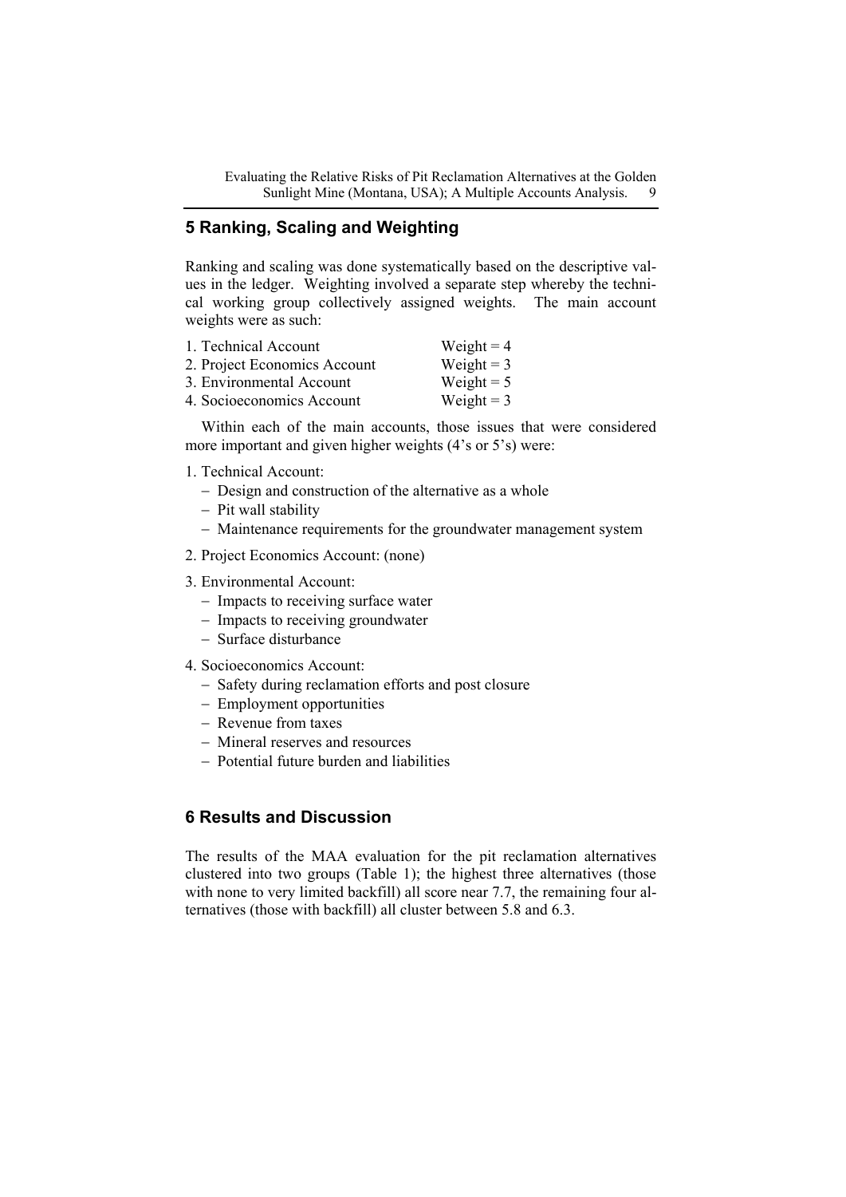## 5 Ranking, Scaling and Weighting

Ranking and scaling was done systematically based on the descriptive values in the ledger. Weighting involved a separate step whereby the technical working group collectively assigned weights. The main account weights were as such:

1. Technical Account Weight = 4
2. Project Economics Account Weight = 3
3. Environmental Account Weight = 5
4. Socioeconomics Account Weight = 3

Within each of the main accounts, those issues that were considered more important and given higher weights (4's or 5's) were:

1. Technical Account:
   - Design and construction of the alternative as a whole
   - Pit wall stability
   - Maintenance requirements for the groundwater management system
2. Project Economics Account: (none)
3. Environmental Account:
   - Impacts to receiving surface water
   - Impacts to receiving groundwater
   - Surface disturbance
4. Socioeconomics Account:
   - Safety during reclamation efforts and post closure
   - Employment opportunities
   - Revenue from taxes
   - Mineral reserves and resources
   - Potential future burden and liabilities

## 6 Results and Discussion

The results of the MAA evaluation for the pit reclamation alternatives clustered into two groups (Table 1); the highest three alternatives (those with none to very limited backfill) all score near 7.7, the remaining four alternatives (those with backfill) all cluster between 5.8 and 6.3.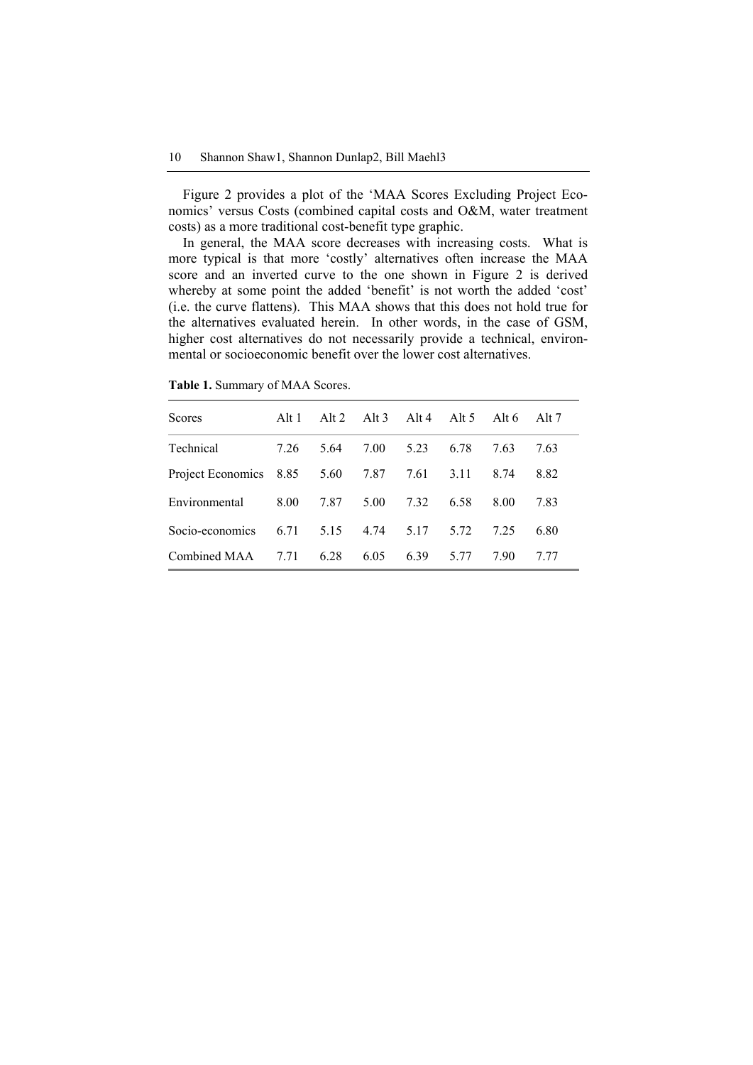Figure 2 provides a plot of the 'MAA Scores Excluding Project Economics' versus Costs (combined capital costs and O&M, water treatment costs) as a more traditional cost-benefit type graphic.

In general, the MAA score decreases with increasing costs. What is more typical is that more 'costly' alternatives often increase the MAA score and an inverted curve to the one shown in Figure 2 is derived whereby at some point the added 'benefit' is not worth the added 'cost' (i.e. the curve flattens). This MAA shows that this does not hold true for the alternatives evaluated herein. In other words, in the case of GSM, higher cost alternatives do not necessarily provide a technical, environmental or socioeconomic benefit over the lower cost alternatives.

**Table 1.** Summary of MAA Scores.

| Scores | Alt 1 | Alt 2 | Alt 3 | Alt 4 | Alt 5 | Alt 6 | Alt 7 |
|---|---|---|---|---|---|---|---|
| Technical | 7.26 | 5.64 | 7.00 | 5.23 | 6.78 | 7.63 | 7.63 |
| Project Economics | 8.85 | 5.60 | 7.87 | 7.61 | 3.11 | 8.74 | 8.82 |
| Environmental | 8.00 | 7.87 | 5.00 | 7.32 | 6.58 | 8.00 | 7.83 |
| Socio-economics | 6.71 | 5.15 | 4.74 | 5.17 | 5.72 | 7.25 | 6.80 |
| Combined MAA | 7.71 | 6.28 | 6.05 | 6.39 | 5.77 | 7.90 | 7.77 |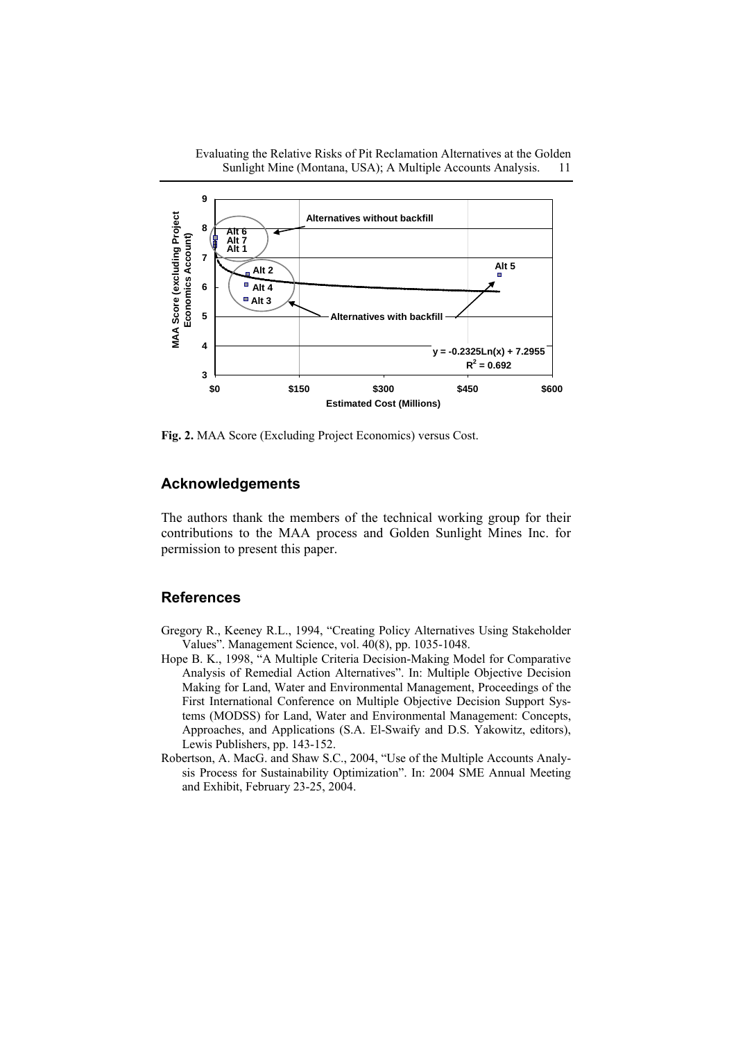9

8

7

6

5

4

3

MAA Score (excluding Project Economics Account)

Alternatives without backfill

Alt 6
Alt 7
Alt 1

Alt 2

Alt 4

Alt 3

Alt 5

Alternatives with backfill

$y = -0.2325\text{Ln}(x) + 7.2955$

$R^2 = 0.692$

\$0 \$150 \$300 \$450 \$600

Estimated Cost (Millions)

**Fig. 2.** MAA Score (Excluding Project Economics) versus Cost.

## Acknowledgements

The authors thank the members of the technical working group for their contributions to the MAA process and Golden Sunlight Mines Inc. for permission to present this paper.

## References

Gregory R., Keeney R.L., 1994, "Creating Policy Alternatives Using Stakeholder Values". Management Science, vol. 40(8), pp. 1035-1048.

Hope B. K., 1998, "A Multiple Criteria Decision-Making Model for Comparative Analysis of Remedial Action Alternatives". In: Multiple Objective Decision Making for Land, Water and Environmental Management, Proceedings of the First International Conference on Multiple Objective Decision Support Systems (MODSS) for Land, Water and Environmental Management: Concepts, Approaches, and Applications (S.A. El-Swaify and D.S. Yakowitz, editors), Lewis Publishers, pp. 143-152.

Robertson, A. MacG. and Shaw S.C., 2004, "Use of the Multiple Accounts Analysis Process for Sustainability Optimization". In: 2004 SME Annual Meeting and Exhibit, February 23-25, 2004.